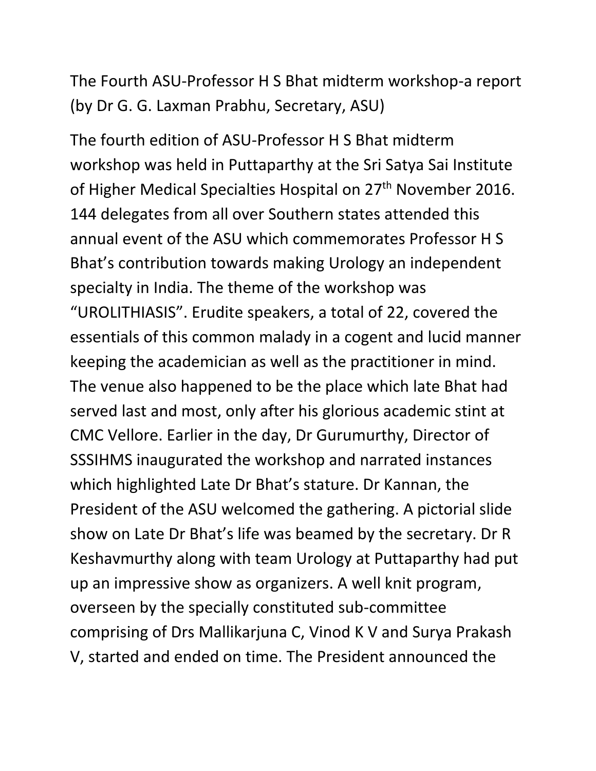# The Fourth ASU-Professor H S Bhat midterm workshop-a report (by Dr G. G. Laxman Prabhu, Secretary, ASU)

The fourth edition of ASU-Professor H S Bhat midterm workshop was held in Puttaparthy at the Sri Satya Sai Institute of Higher Medical Specialties Hospital on 27th November 2016. 144 delegates from all over Southern states attended this annual event of the ASU which commemorates Professor H S Bhat's contribution towards making Urology an independent specialty in India. The theme of the workshop was "UROLITHIASIS". Erudite speakers, a total of 22, covered the essentials of this common malady in a cogent and lucid manner keeping the academician as well as the practitioner in mind. The venue also happened to be the place which late Bhat had served last and most, only after his glorious academic stint at CMC Vellore. Earlier in the day, Dr Gurumurthy, Director of SSSIHMS inaugurated the workshop and narrated instances which highlighted Late Dr Bhat's stature. Dr Kannan, the President of the ASU welcomed the gathering. A pictorial slide show on Late Dr Bhat's life was beamed by the secretary. Dr R Keshavmurthy along with team Urology at Puttaparthy had put up an impressive show as organizers. A well knit program, overseen by the specially constituted sub-committee comprising of Drs Mallikarjuna C, Vinod K V and Surya Prakash V, started and ended on time. The President announced the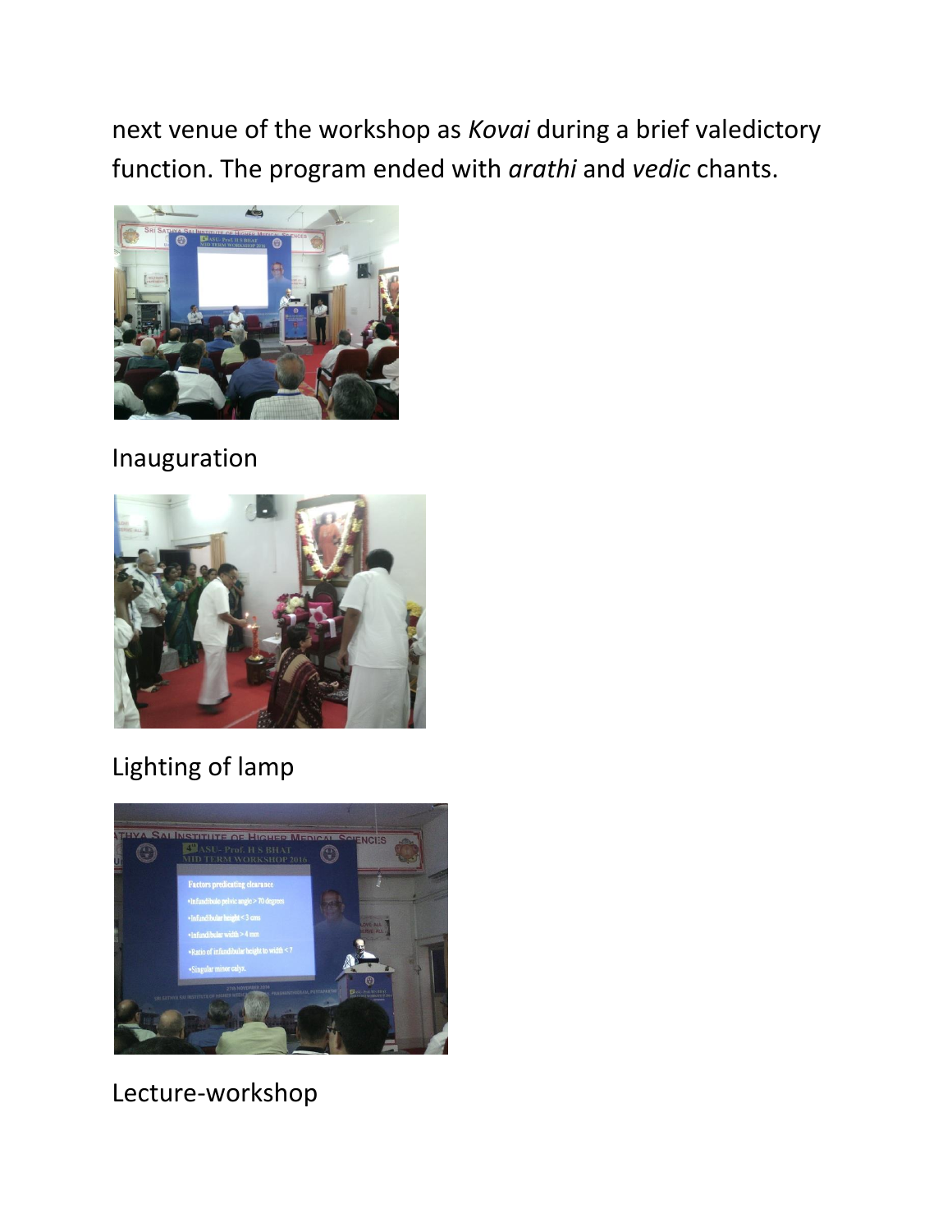next venue of the workshop as *Kovai* during a brief valedictory function. The program ended with *arathi* and *vedic* chants.

Inauguration

Lighting of lamp

Lecture-workshop